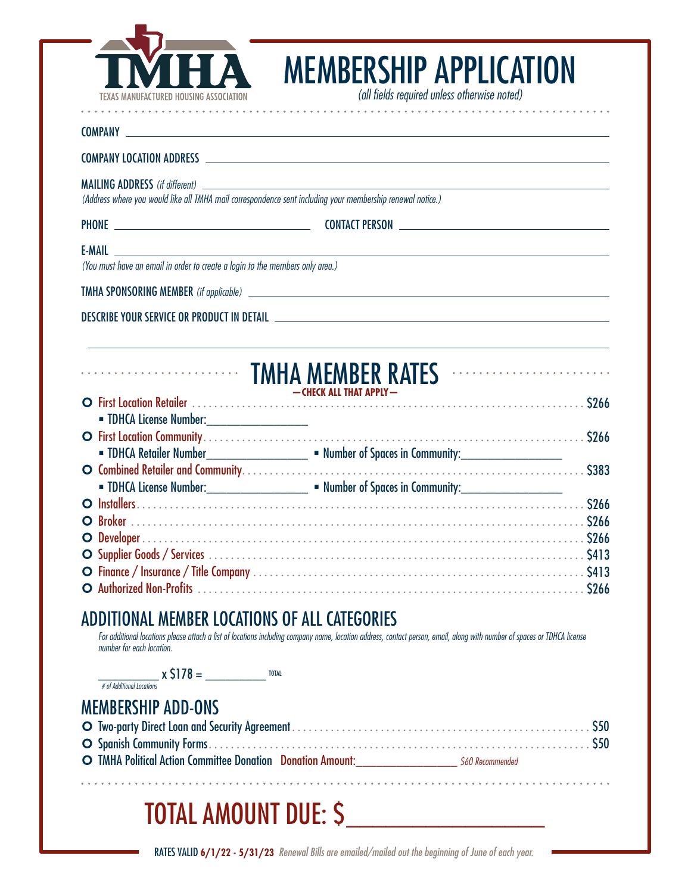TMHA
TEXAS MANUFACTURED HOUSING ASSOCIATION

# MEMBERSHIP APPLICATION

*(all fields required unless otherwise noted)*

COMPANY ______________________________________________

COMPANY LOCATION ADDRESS ______________________________________________

MAILING ADDRESS *(if different)* ______________________________________________

*(Address where you would like all TMHA mail correspondence sent including your membership renewal notice.)*

PHONE ____________________ CONTACT PERSON ____________________

E-MAIL ______________________________________________

*(You must have an email in order to create a login to the members only area.)*

TMHA SPONSORING MEMBER *(if applicable)* ______________________________________________

DESCRIBE YOUR SERVICE OR PRODUCT IN DETAIL ______________________________________________

______________________________________________

## TMHA MEMBER RATES

**— CHECK ALL THAT APPLY —**

- O First Location Retailer .......... $266
  - TDHCA License Number:________________
- O First Location Community .......... $266
  - TDHCA Retailer Number________________
  - Number of Spaces in Community:________________
- O Combined Retailer and Community .......... $383
  - TDHCA License Number:________________
  - Number of Spaces in Community:________________
- O Installers .......... $266
- O Broker .......... $266
- O Developer .......... $266
- O Supplier Goods / Services .......... $413
- O Finance / Insurance / Title Company .......... $413
- O Authorized Non-Profits .......... $266

## ADDITIONAL MEMBER LOCATIONS OF ALL CATEGORIES

*For additional locations please attach a list of locations including company name, location address, contact person, email, along with number of spaces or TDHCA license number for each location.*

__________ x $178 = __________ TOTAL

*# of Additional Locations*

## MEMBERSHIP ADD-ONS

- O Two-party Direct Loan and Security Agreement .......... $50
- O Spanish Community Forms .......... $50
- O TMHA Political Action Committee Donation Donation Amount:________________ *$60 Recommended*

# TOTAL AMOUNT DUE: $________________

RATES VALID **6/1/22 - 5/31/23** *Renewal Bills are emailed/mailed out the beginning of June of each year.*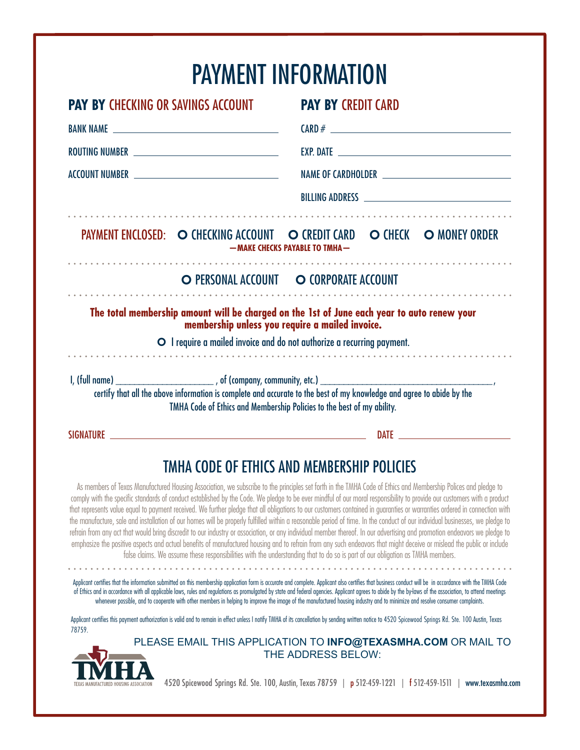# PAYMENT INFORMATION

**PAY BY** CHECKING OR SAVINGS ACCOUNT

BANK NAME ______________________________

ROUTING NUMBER ______________________________

ACCOUNT NUMBER ______________________________

**PAY BY** CREDIT CARD

CARD # ______________________________

EXP. DATE ______________________________

NAME OF CARDHOLDER ______________________________

BILLING ADDRESS ______________________________

PAYMENT ENCLOSED: O CHECKING ACCOUNT O CREDIT CARD O CHECK O MONEY ORDER

—MAKE CHECKS PAYABLE TO TMHA—

O PERSONAL ACCOUNT O CORPORATE ACCOUNT

**The total membership amount will be charged on the 1st of June each year to auto renew your membership unless you require a mailed invoice.**

O I require a mailed invoice and do not authorize a recurring payment.

I, (full name) ____________________ , of (company, community, etc.) ____________________________________, certify that all the above information is complete and accurate to the best of my knowledge and agree to abide by the TMHA Code of Ethics and Membership Policies to the best of my ability.

SIGNATURE ______________________________ DATE ______________________

## TMHA CODE OF ETHICS AND MEMBERSHIP POLICIES

As members of Texas Manufactured Housing Association, we subscribe to the principles set forth in the TMHA Code of Ethics and Membership Polices and pledge to comply with the specific standards of conduct established by the Code. We pledge to be ever mindful of our moral responsibility to provide our customers with a product that represents value equal to payment received. We further pledge that all obligations to our customers contained in guaranties or warranties ordered in connection with the manufacture, sale and installation of our homes will be properly fulfilled within a reasonable period of time. In the conduct of our individual businesses, we pledge to refrain from any act that would bring discredit to our industry or association, or any individual member thereof. In our advertising and promotion endeavors we pledge to emphasize the positive aspects and actual benefits of manufactured housing and to refrain from any such endeavors that might deceive or mislead the public or include false claims. We assume these responsibilities with the understanding that to do so is part of our obligation as TMHA members.

Applicant certifies that the information submitted on this membership application form is accurate and complete. Applicant also certifies that business conduct will be in accordance with the TMHA Code of Ethics and in accordance with all applicable laws, rules and regulations as promulgated by state and federal agencies. Applicant agrees to abide by the by-laws of the association, to attend meetings whenever possible, and to cooperate with other members in helping to improve the image of the manufactured housing industry and to minimize and resolve consumer complaints.

Applicant certifies this payment authorization is valid and to remain in effect unless I notify TMHA of its cancellation by sending written notice to 4520 Spicewood Springs Rd. Ste. 100 Austin, Texas 78759.

PLEASE EMAIL THIS APPLICATION TO **INFO@TEXASMHA.COM** OR MAIL TO THE ADDRESS BELOW:

TMHA
TEXAS MANUFACTURED HOUSING ASSOCIATION

4520 Spicewood Springs Rd. Ste. 100, Austin, Texas 78759 | p 512-459-1221 | f 512-459-1511 | www.texasmha.com